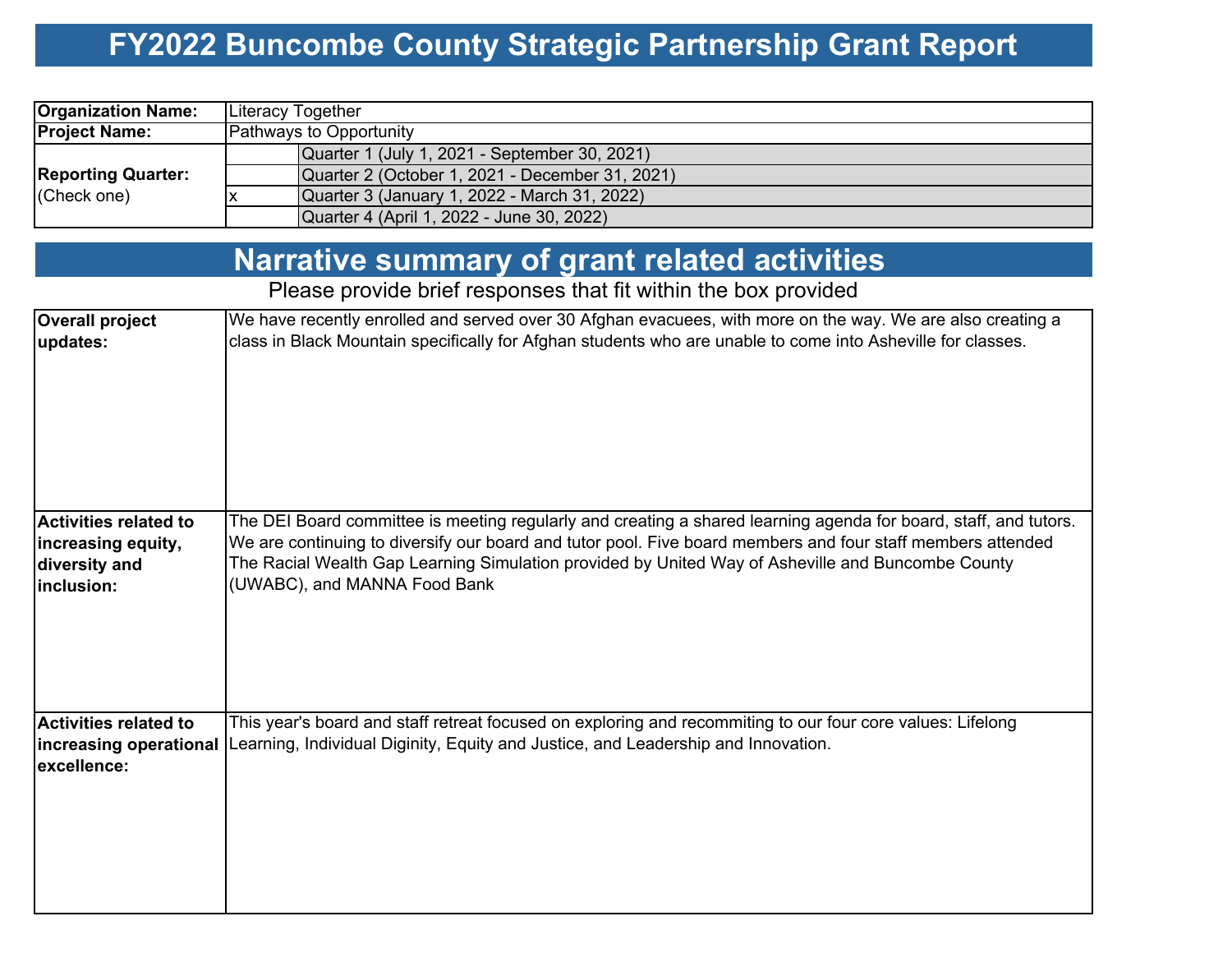# FY2022 Buncombe County Strategic Partnership Grant Report

| | | |
|---|---|---|
| **Organization Name:** | Literacy Together | |
| **Project Name:** | Pathways to Opportunity | |
| **Reporting Quarter:** (Check one) | | Quarter 1 (July 1, 2021 - September 30, 2021) |
| | | Quarter 2 (October 1, 2021 - December 31, 2021) |
| | x | Quarter 3 (January 1, 2022 - March 31, 2022) |
| | | Quarter 4 (April 1, 2022 - June 30, 2022) |

## Narrative summary of grant related activities

Please provide brief responses that fit within the box provided

| | |
|---|---|
| **Overall project updates:** | We have recently enrolled and served over 30 Afghan evacuees, with more on the way. We are also creating a class in Black Mountain specifically for Afghan students who are unable to come into Asheville for classes. |
| **Activities related to increasing equity, diversity and inclusion:** | The DEI Board committee is meeting regularly and creating a shared learning agenda for board, staff, and tutors. We are continuing to diversify our board and tutor pool. Five board members and four staff members attended The Racial Wealth Gap Learning Simulation provided by United Way of Asheville and Buncombe County (UWABC), and MANNA Food Bank |
| **Activities related to increasing operational excellence:** | This year's board and staff retreat focused on exploring and recommiting to our four core values: Lifelong Learning, Individual Diginity, Equity and Justice, and Leadership and Innovation. |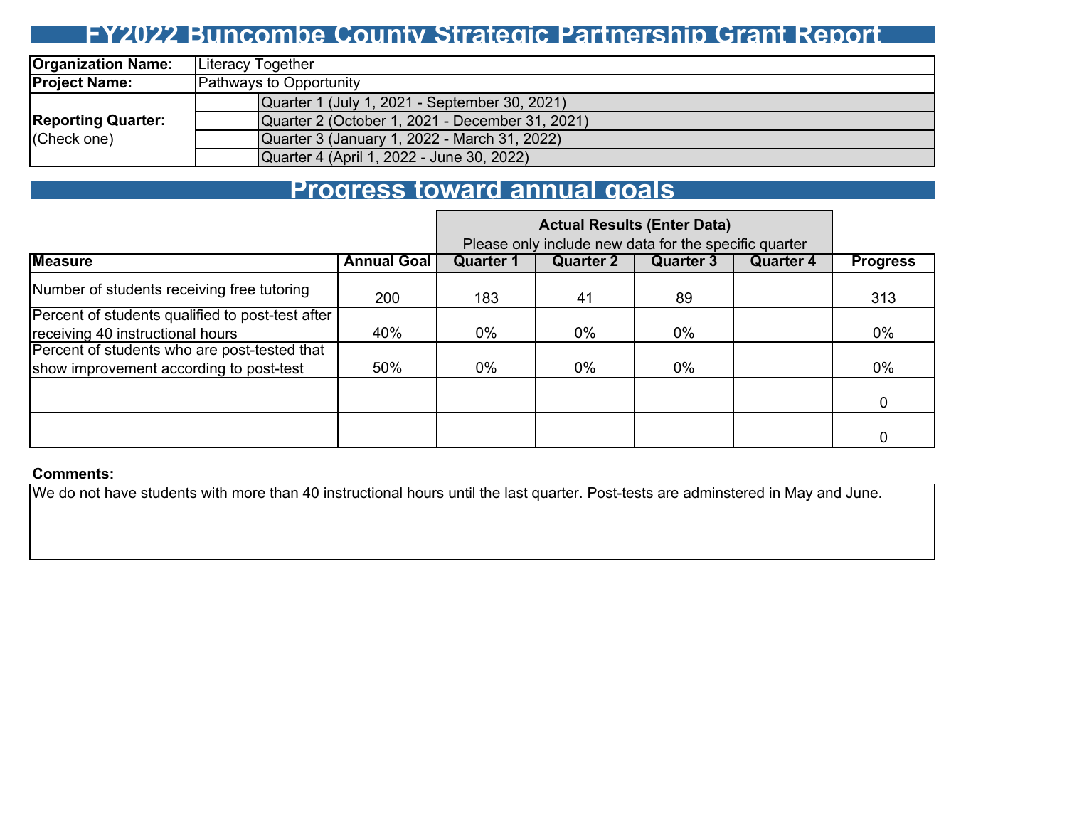# FY2022 Buncombe County Strategic Partnership Grant Report

| | | |
|---|---|---|
| **Organization Name:** | Literacy Together | |
| **Project Name:** | Pathways to Opportunity | |
| **Reporting Quarter:** (Check one) | | Quarter 1 (July 1, 2021 - September 30, 2021) |
| | | Quarter 2 (October 1, 2021 - December 31, 2021) |
| | | Quarter 3 (January 1, 2022 - March 31, 2022) |
| | | Quarter 4 (April 1, 2022 - June 30, 2022) |

# Progress toward annual goals

| | | Actual Results (Enter Data) Please only include new data for the specific quarter | | | | |
|---|---|---|---|---|---|---|
| **Measure** | **Annual Goal** | **Quarter 1** | **Quarter 2** | **Quarter 3** | **Quarter 4** | **Progress** |
| Number of students receiving free tutoring | 200 | 183 | 41 | 89 | | 313 |
| Percent of students qualified to post-test after receiving 40 instructional hours | 40% | 0% | 0% | 0% | | 0% |
| Percent of students who are post-tested that show improvement according to post-test | 50% | 0% | 0% | 0% | | 0% |
| | | | | | | 0 |
| | | | | | | 0 |

**Comments:**

We do not have students with more than 40 instructional hours until the last quarter. Post-tests are adminstered in May and June.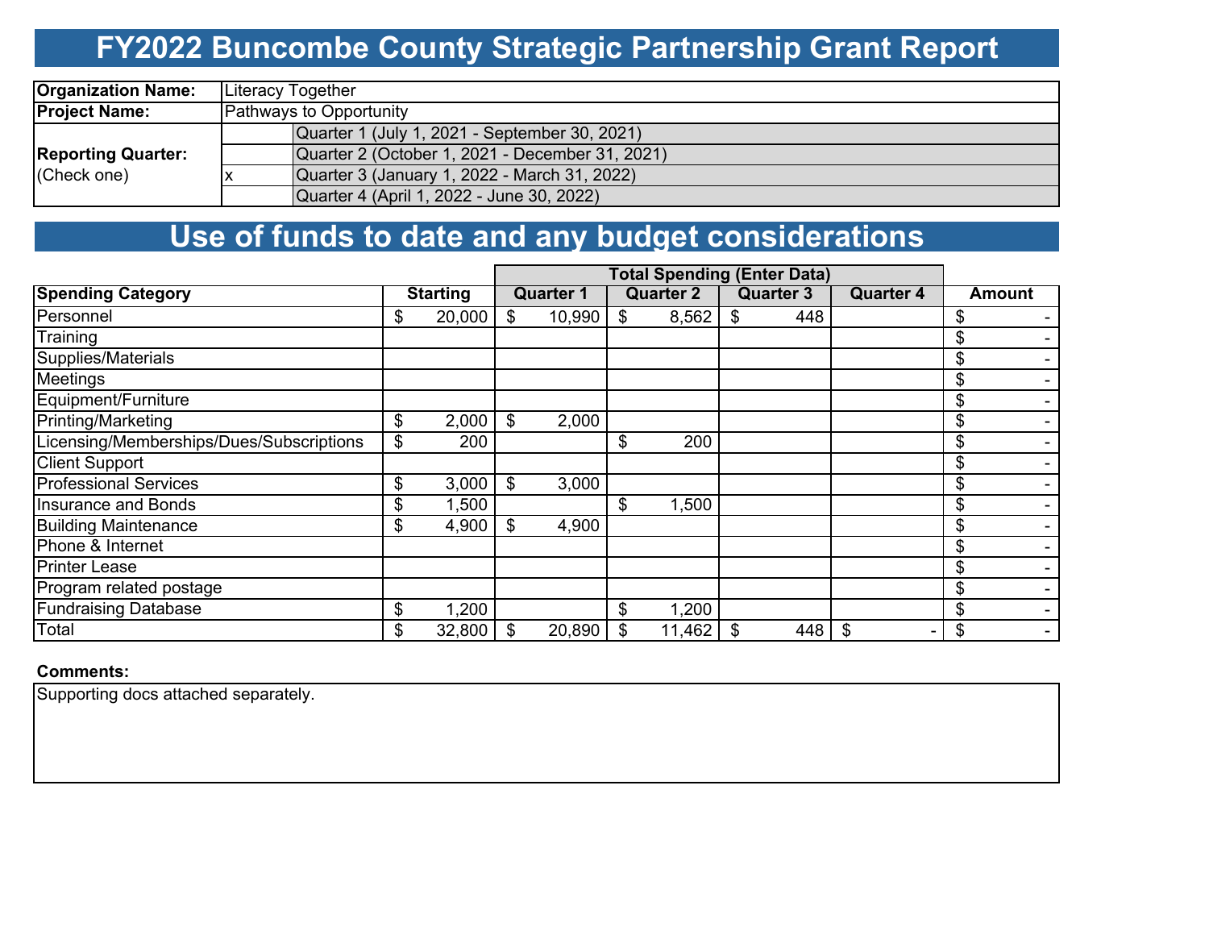# FY2022 Buncombe County Strategic Partnership Grant Report

| | | |
|---|---|---|
| **Organization Name:** | Literacy Together | |
| **Project Name:** | Pathways to Opportunity | |
| **Reporting Quarter:** (Check one) | | Quarter 1 (July 1, 2021 - September 30, 2021) |
| | | Quarter 2 (October 1, 2021 - December 31, 2021) |
| | x | Quarter 3 (January 1, 2022 - March 31, 2022) |
| | | Quarter 4 (April 1, 2022 - June 30, 2022) |

# Use of funds to date and any budget considerations

| | | Total Spending (Enter Data) | | | | |
|---|---|---|---|---|---|---|
| **Spending Category** | **Starting** | **Quarter 1** | **Quarter 2** | **Quarter 3** | **Quarter 4** | **Amount** |
| Personnel | $ 20,000 | $ 10,990 | $ 8,562 | $ 448 | | $ - |
| Training | | | | | | $ - |
| Supplies/Materials | | | | | | $ - |
| Meetings | | | | | | $ - |
| Equipment/Furniture | | | | | | $ - |
| Printing/Marketing | $ 2,000 | $ 2,000 | | | | $ - |
| Licensing/Memberships/Dues/Subscriptions | $ 200 | | $ 200 | | | $ - |
| Client Support | | | | | | $ - |
| Professional Services | $ 3,000 | $ 3,000 | | | | $ - |
| Insurance and Bonds | $ 1,500 | | $ 1,500 | | | $ - |
| Building Maintenance | $ 4,900 | $ 4,900 | | | | $ - |
| Phone & Internet | | | | | | $ - |
| Printer Lease | | | | | | $ - |
| Program related postage | | | | | | $ - |
| Fundraising Database | $ 1,200 | | $ 1,200 | | | $ - |
| Total | $ 32,800 | $ 20,890 | $ 11,462 | $ 448 | $ - | $ - |

**Comments:**

Supporting docs attached separately.